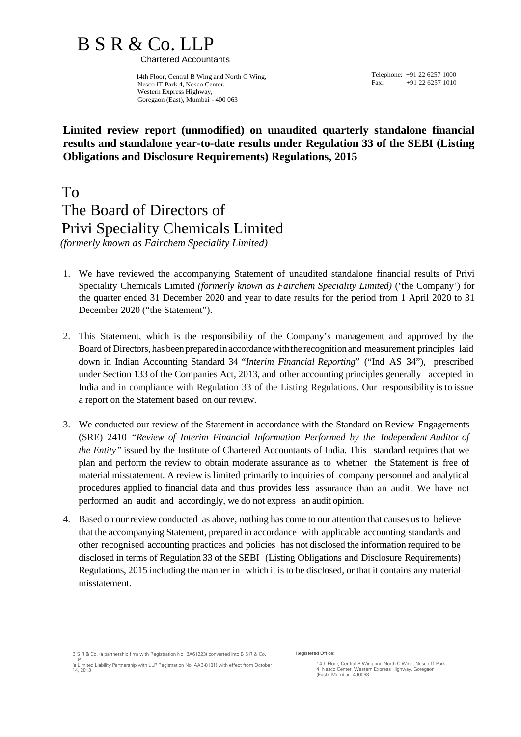# B S R & Co. LLP

Chartered Accountants

14th Floor, Central B Wing and North C Wing,
Nesco IT Park 4, Nesco Center,
Western Express Highway,
Goregaon (East), Mumbai - 400 063

Telephone: +91 22 6257 1000
Fax: +91 22 6257 1010

**Limited review report (unmodified) on unaudited quarterly standalone financial results and standalone year-to-date results under Regulation 33 of the SEBI (Listing Obligations and Disclosure Requirements) Regulations, 2015**

To
The Board of Directors of
Privi Speciality Chemicals Limited
*(formerly known as Fairchem Speciality Limited)*

1. We have reviewed the accompanying Statement of unaudited standalone financial results of Privi Speciality Chemicals Limited *(formerly known as Fairchem Speciality Limited)* ('the Company') for the quarter ended 31 December 2020 and year to date results for the period from 1 April 2020 to 31 December 2020 ("the Statement").

2. This Statement, which is the responsibility of the Company's management and approved by the Board of Directors, has been prepared in accordance with the recognition and measurement principles laid down in Indian Accounting Standard 34 "*Interim Financial Reporting*" ("Ind AS 34"), prescribed under Section 133 of the Companies Act, 2013, and other accounting principles generally accepted in India and in compliance with Regulation 33 of the Listing Regulations. Our responsibility is to issue a report on the Statement based on our review.

3. We conducted our review of the Statement in accordance with the Standard on Review Engagements (SRE) 2410 *"Review of Interim Financial Information Performed by the Independent Auditor of the Entity"* issued by the Institute of Chartered Accountants of India. This standard requires that we plan and perform the review to obtain moderate assurance as to whether the Statement is free of material misstatement. A review is limited primarily to inquiries of company personnel and analytical procedures applied to financial data and thus provides less assurance than an audit. We have not performed an audit and accordingly, we do not express an audit opinion.

4. Based on our review conducted as above, nothing has come to our attention that causes us to believe that the accompanying Statement, prepared in accordance with applicable accounting standards and other recognised accounting practices and policies has not disclosed the information required to be disclosed in terms of Regulation 33 of the SEBI (Listing Obligations and Disclosure Requirements) Regulations, 2015 including the manner in which it is to be disclosed, or that it contains any material misstatement.

B S R & Co. (a partnership firm with Registration No. BA61223) converted into B S R & Co. LLP
(a Limited Liability Partnership with LLP Registration No. AAB-8181) with effect from October 14, 2013

Registered Office:

14th Floor, Central B Wing and North C Wing, Nesco IT Park 4, Nesco Center, Western Express Highway, Goregaon (East), Mumbai - 400063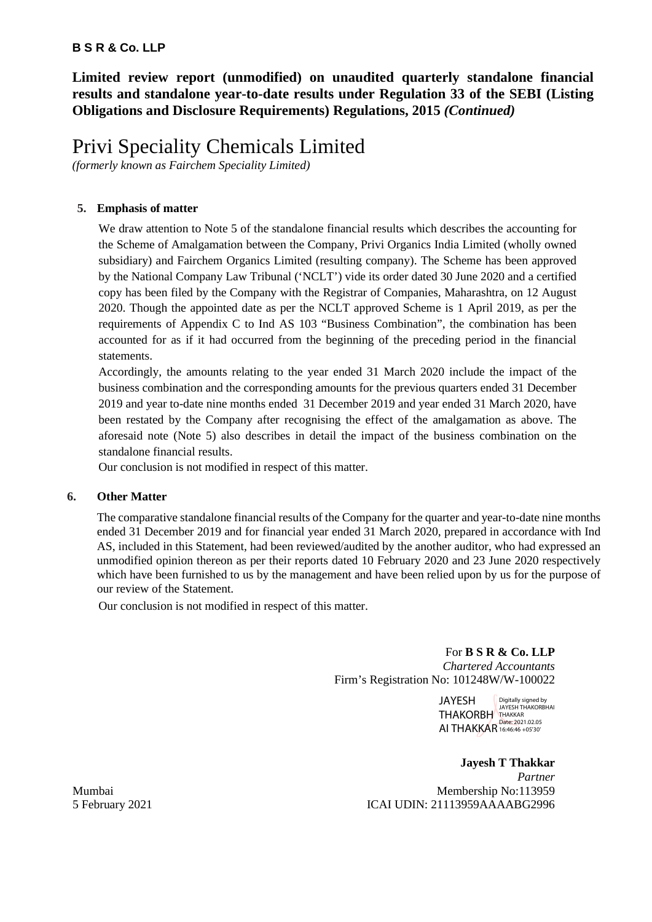**B S R & Co. LLP**

**Limited review report (unmodified) on unaudited quarterly standalone financial results and standalone year-to-date results under Regulation 33 of the SEBI (Listing Obligations and Disclosure Requirements) Regulations, 2015 *(Continued)***

# Privi Speciality Chemicals Limited

*(formerly known as Fairchem Speciality Limited)*

**5. Emphasis of matter**

We draw attention to Note 5 of the standalone financial results which describes the accounting for the Scheme of Amalgamation between the Company, Privi Organics India Limited (wholly owned subsidiary) and Fairchem Organics Limited (resulting company). The Scheme has been approved by the National Company Law Tribunal ('NCLT') vide its order dated 30 June 2020 and a certified copy has been filed by the Company with the Registrar of Companies, Maharashtra, on 12 August 2020. Though the appointed date as per the NCLT approved Scheme is 1 April 2019, as per the requirements of Appendix C to Ind AS 103 "Business Combination", the combination has been accounted for as if it had occurred from the beginning of the preceding period in the financial statements.

Accordingly, the amounts relating to the year ended 31 March 2020 include the impact of the business combination and the corresponding amounts for the previous quarters ended 31 December 2019 and year to-date nine months ended 31 December 2019 and year ended 31 March 2020, have been restated by the Company after recognising the effect of the amalgamation as above. The aforesaid note (Note 5) also describes in detail the impact of the business combination on the standalone financial results.

Our conclusion is not modified in respect of this matter.

**6. Other Matter**

The comparative standalone financial results of the Company for the quarter and year-to-date nine months ended 31 December 2019 and for financial year ended 31 March 2020, prepared in accordance with Ind AS, included in this Statement, had been reviewed/audited by the another auditor, who had expressed an unmodified opinion thereon as per their reports dated 10 February 2020 and 23 June 2020 respectively which have been furnished to us by the management and have been relied upon by us for the purpose of our review of the Statement.

Our conclusion is not modified in respect of this matter.

For **B S R & Co. LLP**
*Chartered Accountants*
Firm's Registration No: 101248W/W-100022

JAYESH THAKORBHAI THAKKAR
Digitally signed by JAYESH THAKORBHAI THAKKAR
Date: 2021.02.05 16:46:46 +05'30'

**Jayesh T Thakkar**
*Partner*
Membership No:113959
ICAI UDIN: 21113959AAAABG2996

Mumbai
5 February 2021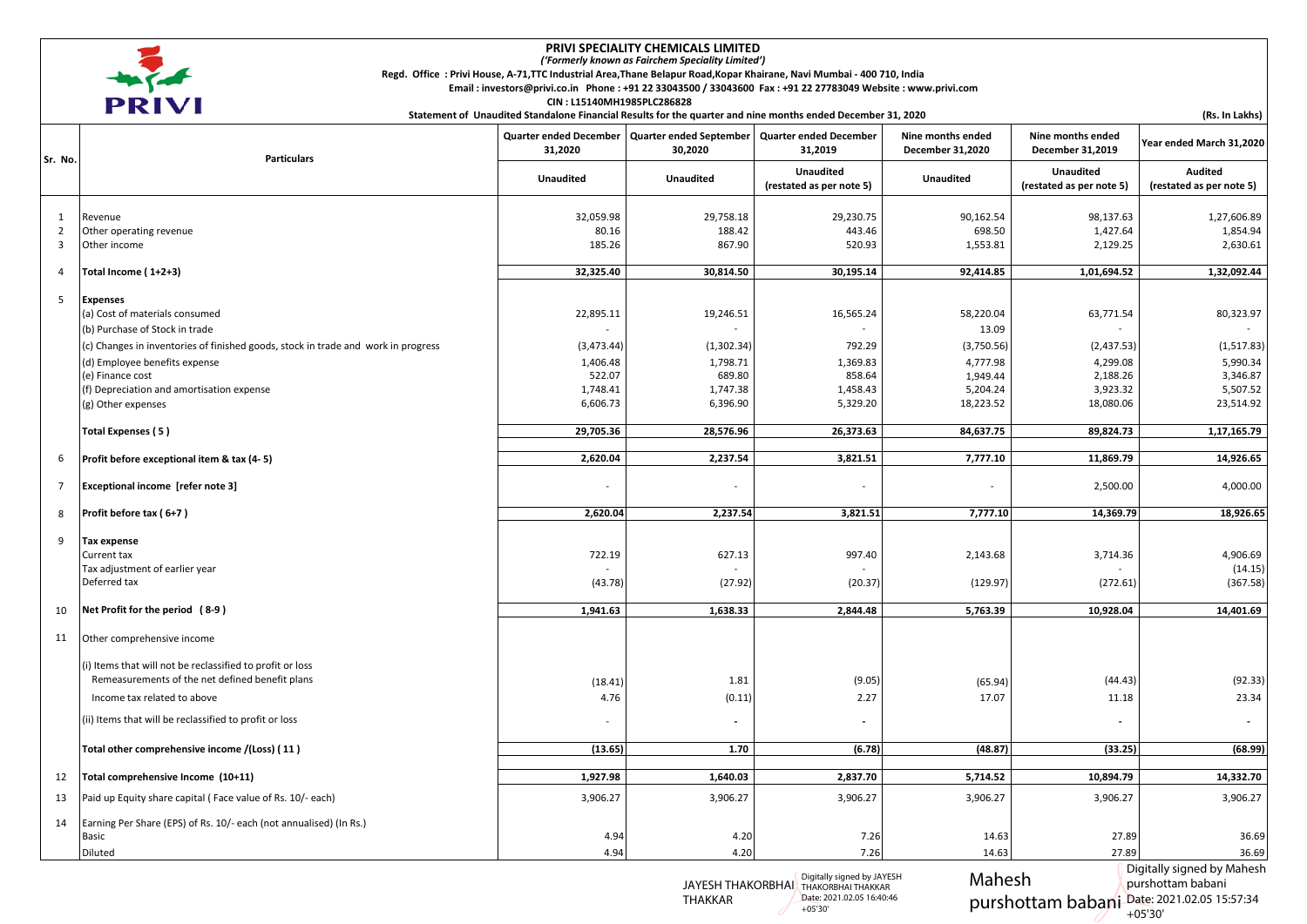# PRIVI SPECIALITY CHEMICALS LIMITED

*('Formerly known as Fairchem Speciality Limited')*

**Regd. Office : Privi House, A-71,TTC Industrial Area,Thane Belapur Road,Kopar Khairane, Navi Mumbai - 400 710, India**

**Email : investors@privi.co.in Phone : +91 22 33043500 / 33043600 Fax : +91 22 27783049 Website : www.privi.com**

**CIN : L15140MH1985PLC286828**

**Statement of Unaudited Standalone Financial Results for the quarter and nine months ended December 31, 2020**

**(Rs. In Lakhs)**

| Sr. No. | Particulars | Quarter ended December 31,2020 | Quarter ended September 30,2020 | Quarter ended December 31,2019 | Nine months ended December 31,2020 | Nine months ended December 31,2019 | Year ended March 31,2020 |
|---|---|---|---|---|---|---|---|
| | | Unaudited | Unaudited | Unaudited (restated as per note 5) | Unaudited | Unaudited (restated as per note 5) | Audited (restated as per note 5) |
| 1 | Revenue | 32,059.98 | 29,758.18 | 29,230.75 | 90,162.54 | 98,137.63 | 1,27,606.89 |
| 2 | Other operating revenue | 80.16 | 188.42 | 443.46 | 698.50 | 1,427.64 | 1,854.94 |
| 3 | Other income | 185.26 | 867.90 | 520.93 | 1,553.81 | 2,129.25 | 2,630.61 |
| 4 | **Total Income ( 1+2+3)** | **32,325.40** | **30,814.50** | **30,195.14** | **92,414.85** | **1,01,694.52** | **1,32,092.44** |
| 5 | **Expenses** | | | | | | |
| | (a) Cost of materials consumed | 22,895.11 | 19,246.51 | 16,565.24 | 58,220.04 | 63,771.54 | 80,323.97 |
| | (b) Purchase of Stock in trade | - | - | - | 13.09 | - | - |
| | (c) Changes in inventories of finished goods, stock in trade and work in progress | (3,473.44) | (1,302.34) | 792.29 | (3,750.56) | (2,437.53) | (1,517.83) |
| | (d) Employee benefits expense | 1,406.48 | 1,798.71 | 1,369.83 | 4,777.98 | 4,299.08 | 5,990.34 |
| | (e) Finance cost | 522.07 | 689.80 | 858.64 | 1,949.44 | 2,188.26 | 3,346.87 |
| | (f) Depreciation and amortisation expense | 1,748.41 | 1,747.38 | 1,458.43 | 5,204.24 | 3,923.32 | 5,507.52 |
| | (g) Other expenses | 6,606.73 | 6,396.90 | 5,329.20 | 18,223.52 | 18,080.06 | 23,514.92 |
| | **Total Expenses ( 5 )** | **29,705.36** | **28,576.96** | **26,373.63** | **84,637.75** | **89,824.73** | **1,17,165.79** |
| 6 | **Profit before exceptional item & tax (4- 5)** | **2,620.04** | **2,237.54** | **3,821.51** | **7,777.10** | **11,869.79** | **14,926.65** |
| 7 | **Exceptional income [refer note 3]** | - | - | - | - | 2,500.00 | 4,000.00 |
| 8 | **Profit before tax ( 6+7 )** | **2,620.04** | **2,237.54** | **3,821.51** | **7,777.10** | **14,369.79** | **18,926.65** |
| 9 | **Tax expense** | | | | | | |
| | Current tax | 722.19 | 627.13 | 997.40 | 2,143.68 | 3,714.36 | 4,906.69 |
| | Tax adjustment of earlier year | - | - | - | | - | (14.15) |
| | Deferred tax | (43.78) | (27.92) | (20.37) | (129.97) | (272.61) | (367.58) |
| 10 | **Net Profit for the period ( 8-9 )** | **1,941.63** | **1,638.33** | **2,844.48** | **5,763.39** | **10,928.04** | **14,401.69** |
| 11 | Other comprehensive income | | | | | | |
| | (i) Items that will not be reclassified to profit or loss | | | | | | |
| | Remeasurements of the net defined benefit plans | (18.41) | 1.81 | (9.05) | (65.94) | (44.43) | (92.33) |
| | Income tax related to above | 4.76 | (0.11) | 2.27 | 17.07 | 11.18 | 23.34 |
| | (ii) Items that will be reclassified to profit or loss | - | - | - | | - | - |
| | **Total other comprehensive income /(Loss) ( 11 )** | **(13.65)** | **1.70** | **(6.78)** | **(48.87)** | **(33.25)** | **(68.99)** |
| 12 | **Total comprehensive Income (10+11)** | **1,927.98** | **1,640.03** | **2,837.70** | **5,714.52** | **10,894.79** | **14,332.70** |
| 13 | Paid up Equity share capital ( Face value of Rs. 10/- each) | 3,906.27 | 3,906.27 | 3,906.27 | 3,906.27 | 3,906.27 | 3,906.27 |
| 14 | Earning Per Share (EPS) of Rs. 10/- each (not annualised) (In Rs.) | | | | | | |
| | Basic | 4.94 | 4.20 | 7.26 | 14.63 | 27.89 | 36.69 |
| | Diluted | 4.94 | 4.20 | 7.26 | 14.63 | 27.89 | 36.69 |

JAYESH THAKORBHAI THAKKAR — Digitally signed by JAYESH THAKORBHAI THAKKAR Date: 2021.02.05 16:40:46 +05'30'

Mahesh purshottam babani — Digitally signed by Mahesh purshottam babani Date: 2021.02.05 15:57:34 +05'30'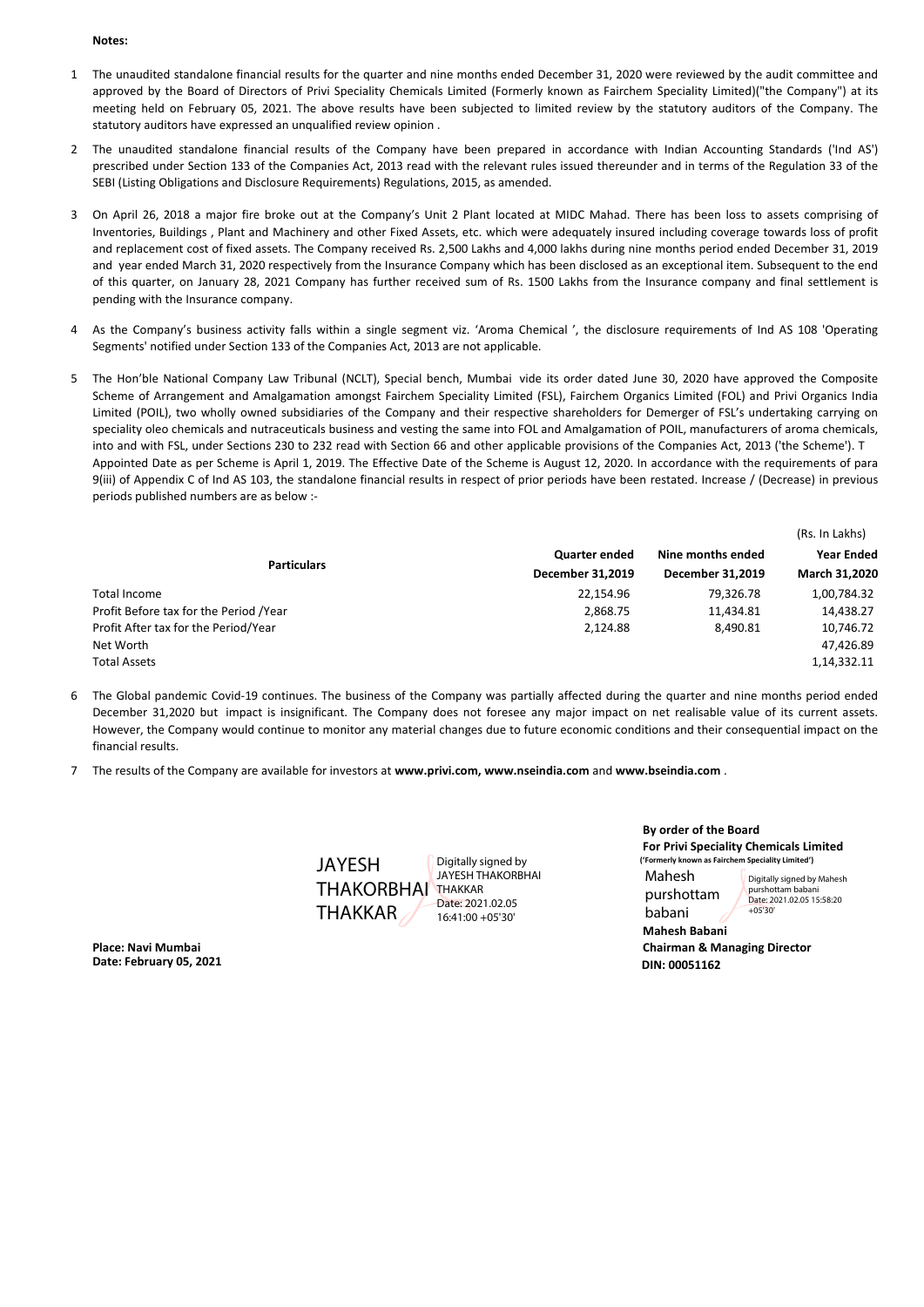**Notes:**

1. The unaudited standalone financial results for the quarter and nine months ended December 31, 2020 were reviewed by the audit committee and approved by the Board of Directors of Privi Speciality Chemicals Limited (Formerly known as Fairchem Speciality Limited)("the Company") at its meeting held on February 05, 2021. The above results have been subjected to limited review by the statutory auditors of the Company. The statutory auditors have expressed an unqualified review opinion .

2. The unaudited standalone financial results of the Company have been prepared in accordance with Indian Accounting Standards ('Ind AS') prescribed under Section 133 of the Companies Act, 2013 read with the relevant rules issued thereunder and in terms of the Regulation 33 of the SEBI (Listing Obligations and Disclosure Requirements) Regulations, 2015, as amended.

3. On April 26, 2018 a major fire broke out at the Company's Unit 2 Plant located at MIDC Mahad. There has been loss to assets comprising of Inventories, Buildings , Plant and Machinery and other Fixed Assets, etc. which were adequately insured including coverage towards loss of profit and replacement cost of fixed assets. The Company received Rs. 2,500 Lakhs and 4,000 lakhs during nine months period ended December 31, 2019 and year ended March 31, 2020 respectively from the Insurance Company which has been disclosed as an exceptional item. Subsequent to the end of this quarter, on January 28, 2021 Company has further received sum of Rs. 1500 Lakhs from the Insurance company and final settlement is pending with the Insurance company.

4. As the Company's business activity falls within a single segment viz. 'Aroma Chemical ', the disclosure requirements of Ind AS 108 'Operating Segments' notified under Section 133 of the Companies Act, 2013 are not applicable.

5. The Hon'ble National Company Law Tribunal (NCLT), Special bench, Mumbai vide its order dated June 30, 2020 have approved the Composite Scheme of Arrangement and Amalgamation amongst Fairchem Speciality Limited (FSL), Fairchem Organics Limited (FOL) and Privi Organics India Limited (POIL), two wholly owned subsidiaries of the Company and their respective shareholders for Demerger of FSL's undertaking carrying on speciality oleo chemicals and nutraceuticals business and vesting the same into FOL and Amalgamation of POIL, manufacturers of aroma chemicals, into and with FSL, under Sections 230 to 232 read with Section 66 and other applicable provisions of the Companies Act, 2013 ('the Scheme'). T Appointed Date as per Scheme is April 1, 2019. The Effective Date of the Scheme is August 12, 2020. In accordance with the requirements of para 9(iii) of Appendix C of Ind AS 103, the standalone financial results in respect of prior periods have been restated. Increase / (Decrease) in previous periods published numbers are as below :-

(Rs. In Lakhs)

| Particulars | Quarter ended December 31,2019 | Nine months ended December 31,2019 | Year Ended March 31,2020 |
|---|---|---|---|
| Total Income | 22,154.96 | 79,326.78 | 1,00,784.32 |
| Profit Before tax for the Period /Year | 2,868.75 | 11,434.81 | 14,438.27 |
| Profit After tax for the Period/Year | 2,124.88 | 8,490.81 | 10,746.72 |
| Net Worth | | | 47,426.89 |
| Total Assets | | | 1,14,332.11 |

6. The Global pandemic Covid-19 continues. The business of the Company was partially affected during the quarter and nine months period ended December 31,2020 but impact is insignificant. The Company does not foresee any major impact on net realisable value of its current assets. However, the Company would continue to monitor any material changes due to future economic conditions and their consequential impact on the financial results.

7. The results of the Company are available for investors at **www.privi.com, www.nseindia.com** and **www.bseindia.com** .

JAYESH THAKORBHAI THAKKAR — Digitally signed by JAYESH THAKORBHAI THAKKAR Date: 2021.02.05 16:41:00 +05'30'

**By order of the Board**
**For Privi Speciality Chemicals Limited**
**('Formerly known as Fairchem Speciality Limited')**

Mahesh purshottam babani — Digitally signed by Mahesh purshottam babani Date: 2021.02.05 15:58:20 +05'30'

**Mahesh Babani**
**Chairman & Managing Director**
**DIN: 00051162**

**Place: Navi Mumbai**
**Date: February 05, 2021**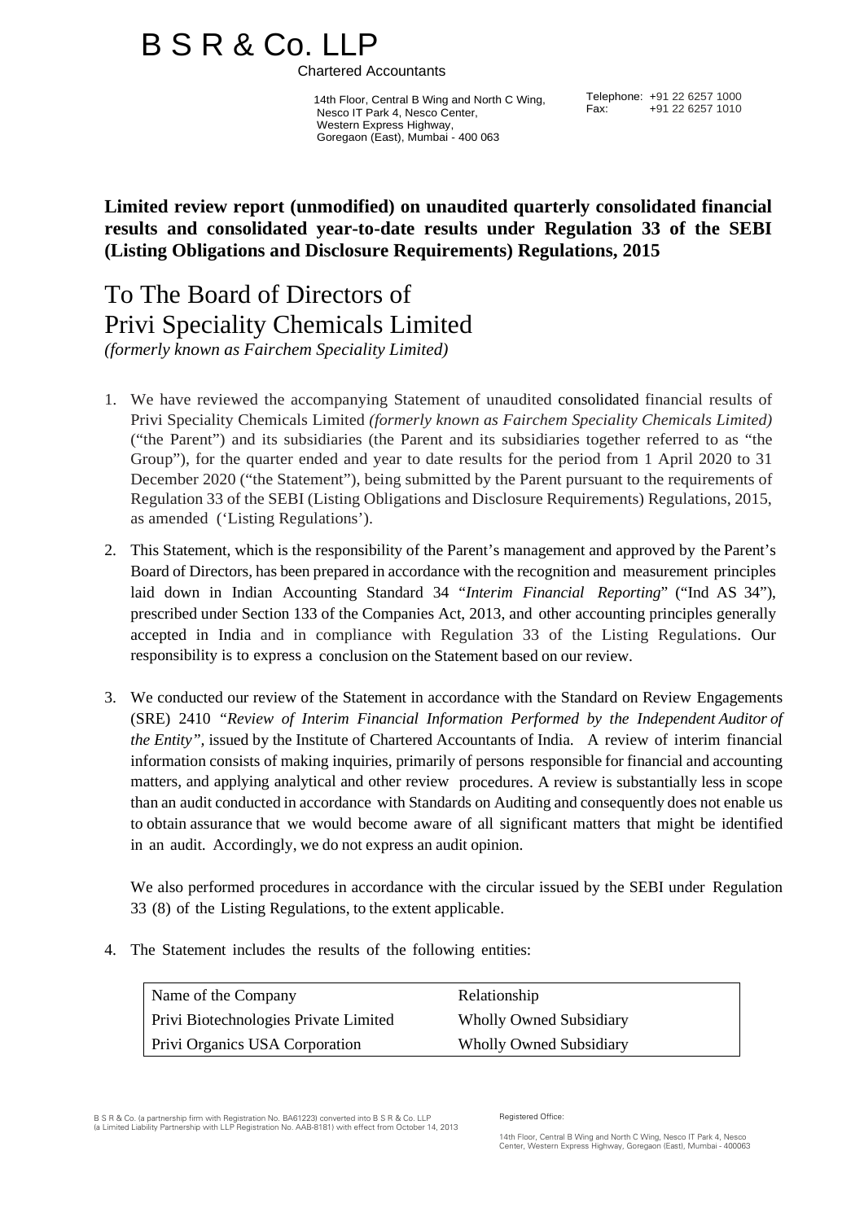# B S R & Co. LLP

Chartered Accountants

14th Floor, Central B Wing and North C Wing,
Nesco IT Park 4, Nesco Center,
Western Express Highway,
Goregaon (East), Mumbai - 400 063

Telephone: +91 22 6257 1000
Fax: +91 22 6257 1010

**Limited review report (unmodified) on unaudited quarterly consolidated financial results and consolidated year-to-date results under Regulation 33 of the SEBI (Listing Obligations and Disclosure Requirements) Regulations, 2015**

## To The Board of Directors of
## Privi Speciality Chemicals Limited

*(formerly known as Fairchem Speciality Limited)*

1. We have reviewed the accompanying Statement of unaudited consolidated financial results of Privi Speciality Chemicals Limited *(formerly known as Fairchem Speciality Chemicals Limited)* ("the Parent") and its subsidiaries (the Parent and its subsidiaries together referred to as "the Group"), for the quarter ended and year to date results for the period from 1 April 2020 to 31 December 2020 ("the Statement"), being submitted by the Parent pursuant to the requirements of Regulation 33 of the SEBI (Listing Obligations and Disclosure Requirements) Regulations, 2015, as amended ('Listing Regulations').

2. This Statement, which is the responsibility of the Parent's management and approved by the Parent's Board of Directors, has been prepared in accordance with the recognition and measurement principles laid down in Indian Accounting Standard 34 "*Interim Financial Reporting*" ("Ind AS 34"), prescribed under Section 133 of the Companies Act, 2013, and other accounting principles generally accepted in India and in compliance with Regulation 33 of the Listing Regulations. Our responsibility is to express a conclusion on the Statement based on our review.

3. We conducted our review of the Statement in accordance with the Standard on Review Engagements (SRE) 2410 *"Review of Interim Financial Information Performed by the Independent Auditor of the Entity",* issued by the Institute of Chartered Accountants of India. A review of interim financial information consists of making inquiries, primarily of persons responsible for financial and accounting matters, and applying analytical and other review procedures. A review is substantially less in scope than an audit conducted in accordance with Standards on Auditing and consequently does not enable us to obtain assurance that we would become aware of all significant matters that might be identified in an audit. Accordingly, we do not express an audit opinion.

   We also performed procedures in accordance with the circular issued by the SEBI under Regulation 33 (8) of the Listing Regulations, to the extent applicable.

4. The Statement includes the results of the following entities:

| Name of the Company | Relationship |
|---|---|
| Privi Biotechnologies Private Limited | Wholly Owned Subsidiary |
| Privi Organics USA Corporation | Wholly Owned Subsidiary |

B S R & Co. (a partnership firm with Registration No. BA61223) converted into B S R & Co. LLP (a Limited Liability Partnership with LLP Registration No. AAB-8181) with effect from October 14, 2013

Registered Office:

14th Floor, Central B Wing and North C Wing, Nesco IT Park 4, Nesco Center, Western Express Highway, Goregaon (East), Mumbai - 400063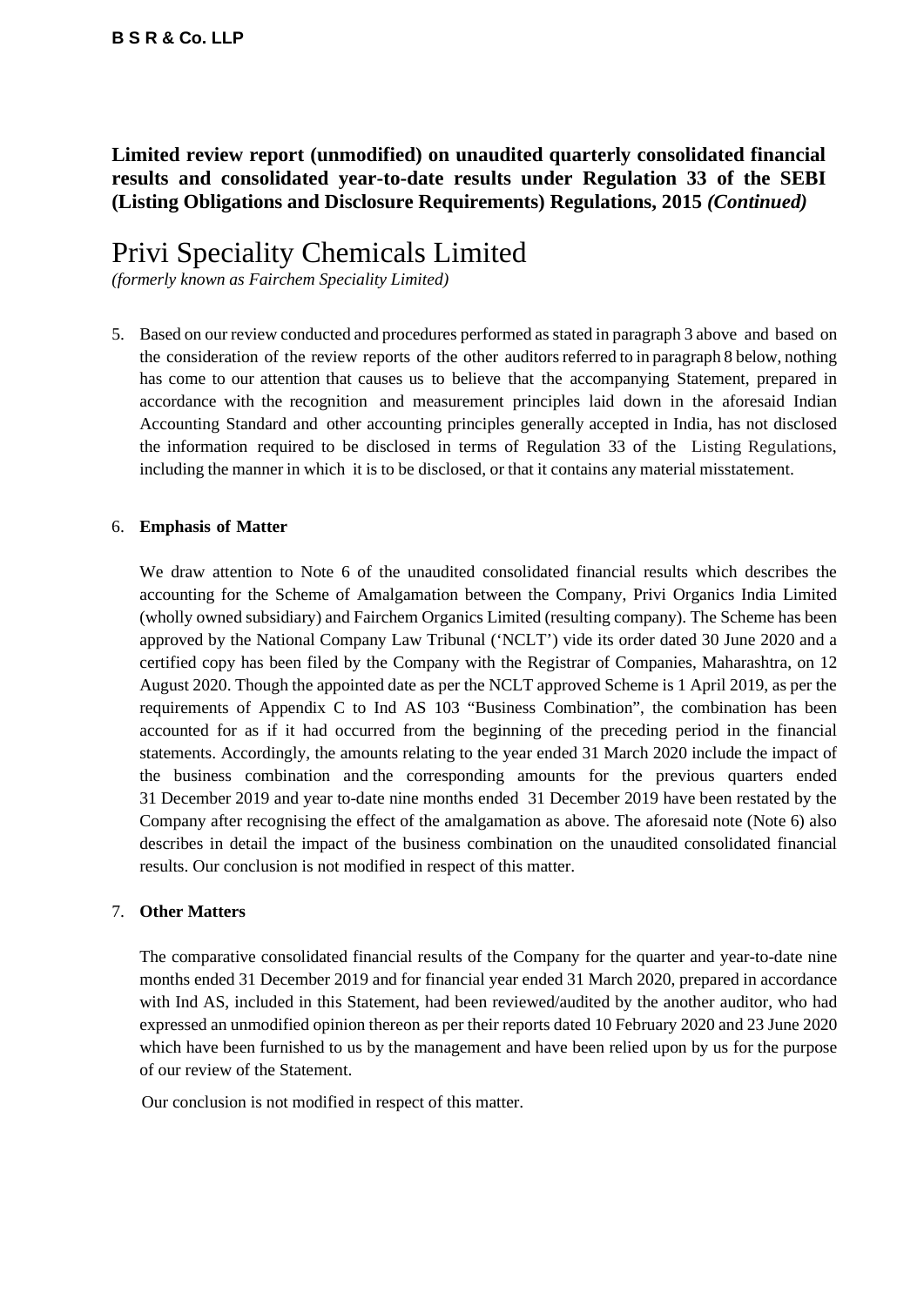**Limited review report (unmodified) on unaudited quarterly consolidated financial results and consolidated year-to-date results under Regulation 33 of the SEBI (Listing Obligations and Disclosure Requirements) Regulations, 2015 *(Continued)***

# Privi Speciality Chemicals Limited

*(formerly known as Fairchem Speciality Limited)*

5. Based on our review conducted and procedures performed as stated in paragraph 3 above and based on the consideration of the review reports of the other auditors referred to in paragraph 8 below, nothing has come to our attention that causes us to believe that the accompanying Statement, prepared in accordance with the recognition and measurement principles laid down in the aforesaid Indian Accounting Standard and other accounting principles generally accepted in India, has not disclosed the information required to be disclosed in terms of Regulation 33 of the Listing Regulations, including the manner in which it is to be disclosed, or that it contains any material misstatement.

6. **Emphasis of Matter**

   We draw attention to Note 6 of the unaudited consolidated financial results which describes the accounting for the Scheme of Amalgamation between the Company, Privi Organics India Limited (wholly owned subsidiary) and Fairchem Organics Limited (resulting company). The Scheme has been approved by the National Company Law Tribunal ('NCLT') vide its order dated 30 June 2020 and a certified copy has been filed by the Company with the Registrar of Companies, Maharashtra, on 12 August 2020. Though the appointed date as per the NCLT approved Scheme is 1 April 2019, as per the requirements of Appendix C to Ind AS 103 "Business Combination", the combination has been accounted for as if it had occurred from the beginning of the preceding period in the financial statements. Accordingly, the amounts relating to the year ended 31 March 2020 include the impact of the business combination and the corresponding amounts for the previous quarters ended 31 December 2019 and year to-date nine months ended 31 December 2019 have been restated by the Company after recognising the effect of the amalgamation as above. The aforesaid note (Note 6) also describes in detail the impact of the business combination on the unaudited consolidated financial results. Our conclusion is not modified in respect of this matter.

7. **Other Matters**

   The comparative consolidated financial results of the Company for the quarter and year-to-date nine months ended 31 December 2019 and for financial year ended 31 March 2020, prepared in accordance with Ind AS, included in this Statement, had been reviewed/audited by the another auditor, who had expressed an unmodified opinion thereon as per their reports dated 10 February 2020 and 23 June 2020 which have been furnished to us by the management and have been relied upon by us for the purpose of our review of the Statement.

   Our conclusion is not modified in respect of this matter.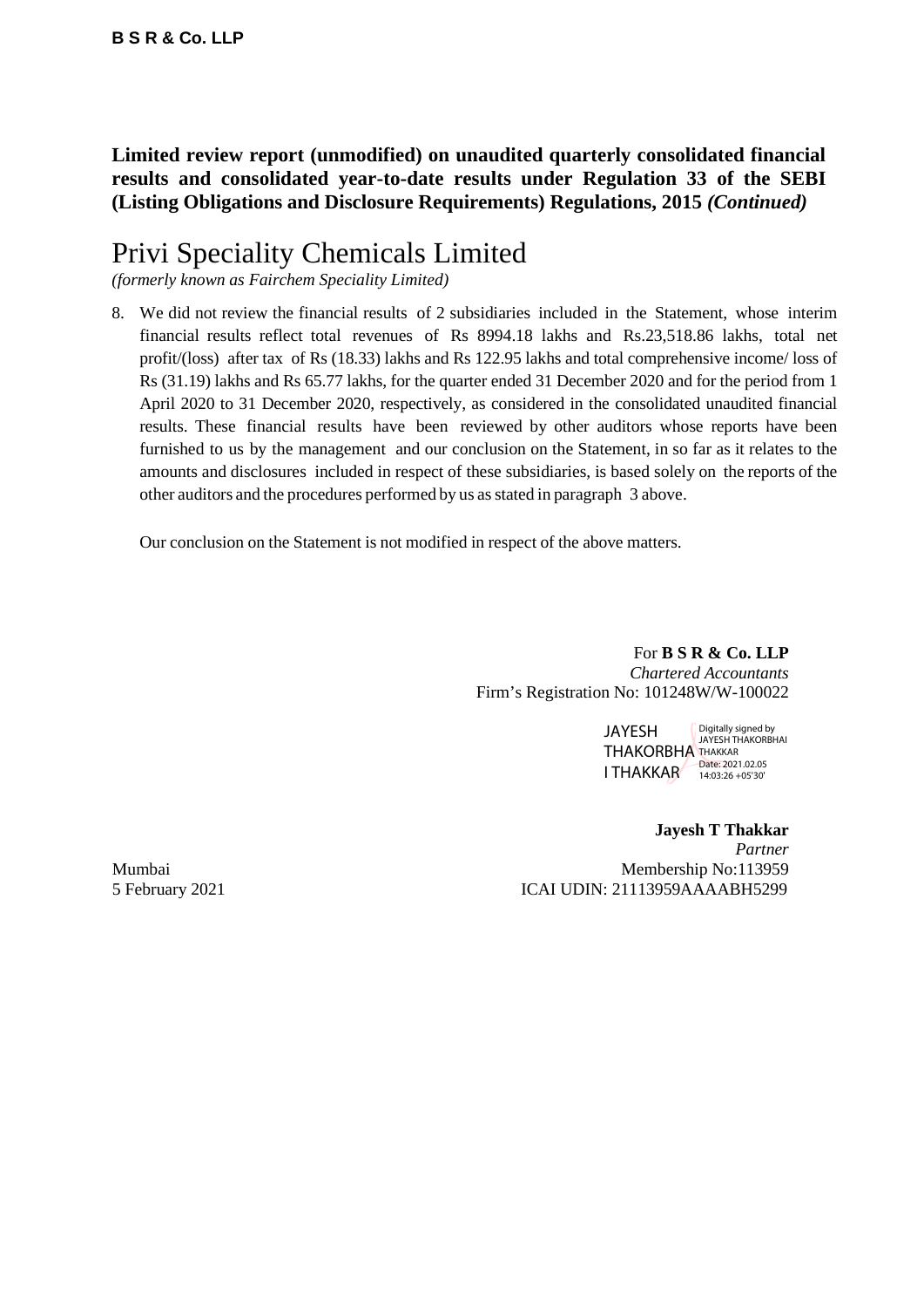**Limited review report (unmodified) on unaudited quarterly consolidated financial results and consolidated year-to-date results under Regulation 33 of the SEBI (Listing Obligations and Disclosure Requirements) Regulations, 2015 *(Continued)***

# Privi Speciality Chemicals Limited

*(formerly known as Fairchem Speciality Limited)*

8. We did not review the financial results of 2 subsidiaries included in the Statement, whose interim financial results reflect total revenues of Rs 8994.18 lakhs and Rs.23,518.86 lakhs, total net profit/(loss) after tax of Rs (18.33) lakhs and Rs 122.95 lakhs and total comprehensive income/ loss of Rs (31.19) lakhs and Rs 65.77 lakhs, for the quarter ended 31 December 2020 and for the period from 1 April 2020 to 31 December 2020, respectively, as considered in the consolidated unaudited financial results. These financial results have been reviewed by other auditors whose reports have been furnished to us by the management and our conclusion on the Statement, in so far as it relates to the amounts and disclosures included in respect of these subsidiaries, is based solely on the reports of the other auditors and the procedures performed by us as stated in paragraph 3 above.

   Our conclusion on the Statement is not modified in respect of the above matters.

For **B S R & Co. LLP**
*Chartered Accountants*
Firm's Registration No: 101248W/W-100022

JAYESH THAKORBHAI THAKKAR
Digitally signed by JAYESH THAKORBHAI THAKKAR
Date: 2021.02.05 14:03:26 +05'30'

**Jayesh T Thakkar**
*Partner*
Membership No:113959
ICAI UDIN: 21113959AAAABH5299

Mumbai
5 February 2021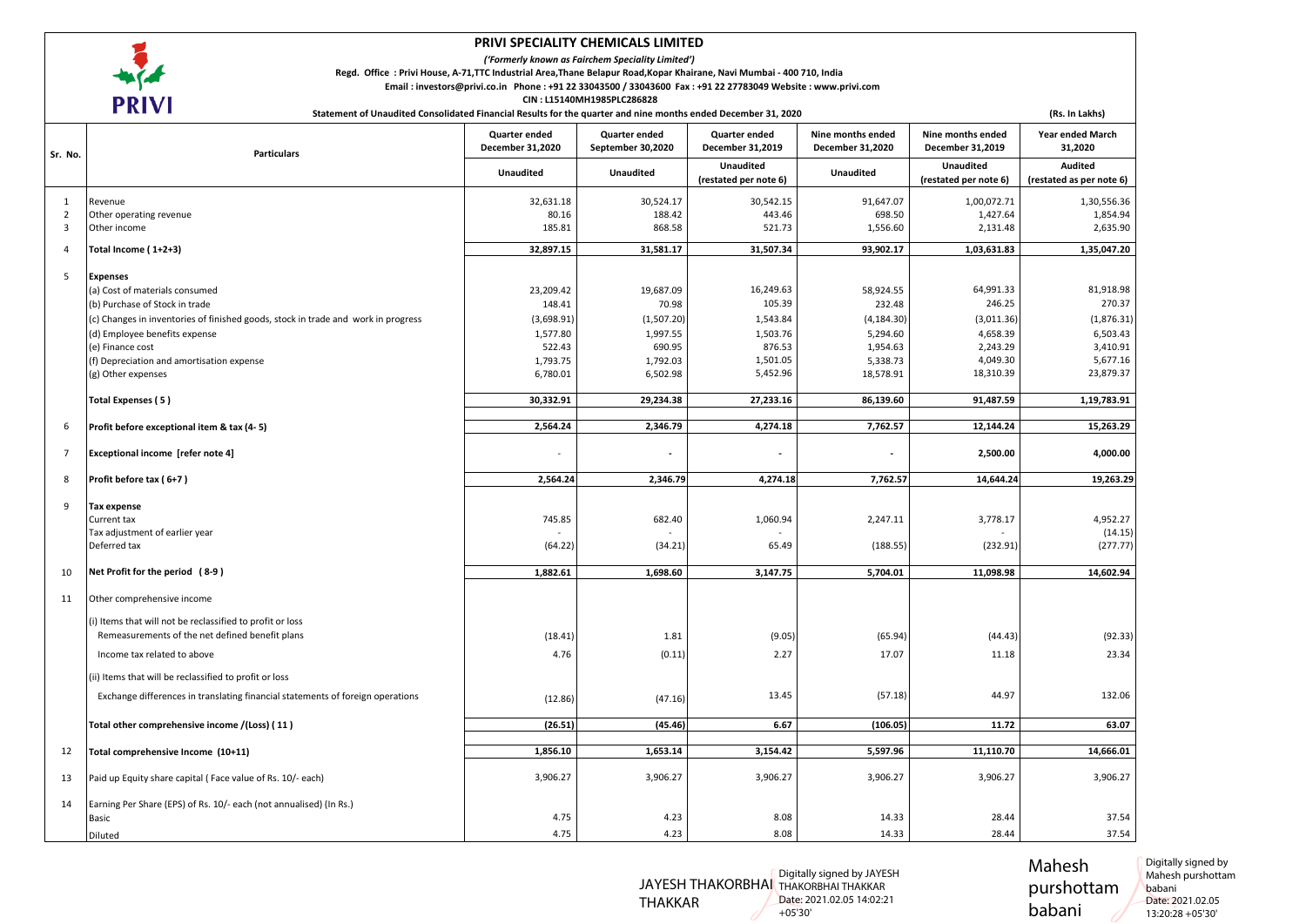# PRIVI SPECIALITY CHEMICALS LIMITED

*('Formerly known as Fairchem Speciality Limited')*

**Regd. Office : Privi House, A-71,TTC Industrial Area,Thane Belapur Road,Kopar Khairane, Navi Mumbai - 400 710, India**

**Email : investors@privi.co.in Phone : +91 22 33043500 / 33043600 Fax : +91 22 27783049 Website : www.privi.com**

**CIN : L15140MH1985PLC286828**

**Statement of Unaudited Consolidated Financial Results for the quarter and nine months ended December 31, 2020**

**(Rs. In Lakhs)**

| Sr. No. | Particulars | Quarter ended December 31,2020 | Quarter ended September 30,2020 | Quarter ended December 31,2019 | Nine months ended December 31,2020 | Nine months ended December 31,2019 | Year ended March 31,2020 |
|---|---|---|---|---|---|---|---|
| | | Unaudited | Unaudited | Unaudited (restated per note 6) | Unaudited | Unaudited (restated per note 6) | Audited (restated as per note 6) |
| 1 | Revenue | 32,631.18 | 30,524.17 | 30,542.15 | 91,647.07 | 1,00,072.71 | 1,30,556.36 |
| 2 | Other operating revenue | 80.16 | 188.42 | 443.46 | 698.50 | 1,427.64 | 1,854.94 |
| 3 | Other income | 185.81 | 868.58 | 521.73 | 1,556.60 | 2,131.48 | 2,635.90 |
| 4 | **Total Income ( 1+2+3)** | **32,897.15** | **31,581.17** | **31,507.34** | **93,902.17** | **1,03,631.83** | **1,35,047.20** |
| 5 | **Expenses** | | | | | | |
| | (a) Cost of materials consumed | 23,209.42 | 19,687.09 | 16,249.63 | 58,924.55 | 64,991.33 | 81,918.98 |
| | (b) Purchase of Stock in trade | 148.41 | 70.98 | 105.39 | 232.48 | 246.25 | 270.37 |
| | (c) Changes in inventories of finished goods, stock in trade and work in progress | (3,698.91) | (1,507.20) | 1,543.84 | (4,184.30) | (3,011.36) | (1,876.31) |
| | (d) Employee benefits expense | 1,577.80 | 1,997.55 | 1,503.76 | 5,294.60 | 4,658.39 | 6,503.43 |
| | (e) Finance cost | 522.43 | 690.95 | 876.53 | 1,954.63 | 2,243.29 | 3,410.91 |
| | (f) Depreciation and amortisation expense | 1,793.75 | 1,792.03 | 1,501.05 | 5,338.73 | 4,049.30 | 5,677.16 |
| | (g) Other expenses | 6,780.01 | 6,502.98 | 5,452.96 | 18,578.91 | 18,310.39 | 23,879.37 |
| | **Total Expenses ( 5 )** | **30,332.91** | **29,234.38** | **27,233.16** | **86,139.60** | **91,487.59** | **1,19,783.91** |
| 6 | **Profit before exceptional item & tax (4- 5)** | **2,564.24** | **2,346.79** | **4,274.18** | **7,762.57** | **12,144.24** | **15,263.29** |
| 7 | **Exceptional income [refer note 4]** | - | - | - | - | **2,500.00** | **4,000.00** |
| 8 | **Profit before tax ( 6+7 )** | **2,564.24** | **2,346.79** | **4,274.18** | **7,762.57** | **14,644.24** | **19,263.29** |
| 9 | **Tax expense** | | | | | | |
| | Current tax | 745.85 | 682.40 | 1,060.94 | 2,247.11 | 3,778.17 | 4,952.27 |
| | Tax adjustment of earlier year | - | - | - | | - | (14.15) |
| | Deferred tax | (64.22) | (34.21) | 65.49 | (188.55) | (232.91) | (277.77) |
| 10 | **Net Profit for the period ( 8-9 )** | **1,882.61** | **1,698.60** | **3,147.75** | **5,704.01** | **11,098.98** | **14,602.94** |
| 11 | Other comprehensive income | | | | | | |
| | (i) Items that will not be reclassified to profit or loss | | | | | | |
| | Remeasurements of the net defined benefit plans | (18.41) | 1.81 | (9.05) | (65.94) | (44.43) | (92.33) |
| | Income tax related to above | 4.76 | (0.11) | 2.27 | 17.07 | 11.18 | 23.34 |
| | (ii) Items that will be reclassified to profit or loss | | | | | | |
| | Exchange differences in translating financial statements of foreign operations | (12.86) | (47.16) | 13.45 | (57.18) | 44.97 | 132.06 |
| | **Total other comprehensive income /(Loss) ( 11 )** | **(26.51)** | **(45.46)** | **6.67** | **(106.05)** | **11.72** | **63.07** |
| 12 | **Total comprehensive Income (10+11)** | **1,856.10** | **1,653.14** | **3,154.42** | **5,597.96** | **11,110.70** | **14,666.01** |
| 13 | Paid up Equity share capital ( Face value of Rs. 10/- each) | 3,906.27 | 3,906.27 | 3,906.27 | 3,906.27 | 3,906.27 | 3,906.27 |
| 14 | Earning Per Share (EPS) of Rs. 10/- each (not annualised) (In Rs.) | | | | | | |
| | Basic | 4.75 | 4.23 | 8.08 | 14.33 | 28.44 | 37.54 |
| | Diluted | 4.75 | 4.23 | 8.08 | 14.33 | 28.44 | 37.54 |

JAYESH THAKORBHAI THAKKAR — Digitally signed by JAYESH THAKORBHAI THAKKAR Date: 2021.02.05 14:02:21 +05'30'

Mahesh purshottam babani — Digitally signed by Mahesh purshottam babani Date: 2021.02.05 13:20:28 +05'30'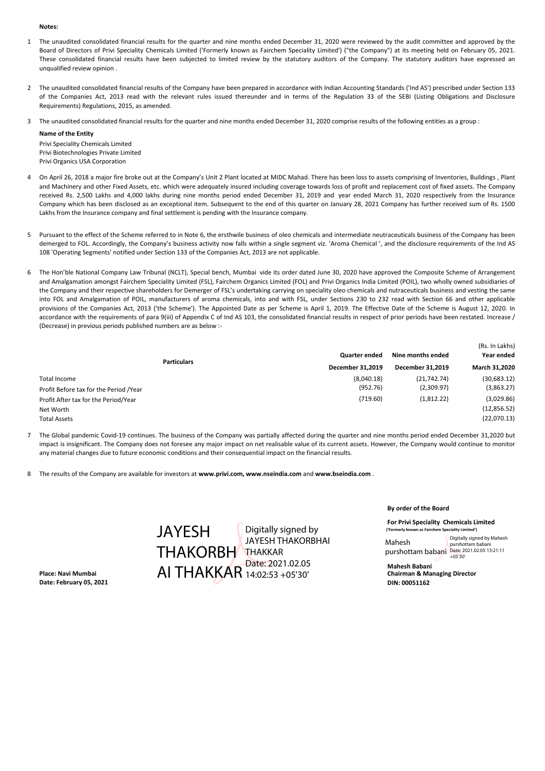**Notes:**

1. The unaudited consolidated financial results for the quarter and nine months ended December 31, 2020 were reviewed by the audit committee and approved by the Board of Directors of Privi Speciality Chemicals Limited ('Formerly known as Fairchem Speciality Limited') ("the Company") at its meeting held on February 05, 2021. These consolidated financial results have been subjected to limited review by the statutory auditors of the Company. The statutory auditors have expressed an unqualified review opinion .

2. The unaudited consolidated financial results of the Company have been prepared in accordance with Indian Accounting Standards ('Ind AS') prescribed under Section 133 of the Companies Act, 2013 read with the relevant rules issued thereunder and in terms of the Regulation 33 of the SEBI (Listing Obligations and Disclosure Requirements) Regulations, 2015, as amended.

3. The unaudited consolidated financial results for the quarter and nine months ended December 31, 2020 comprise results of the following entities as a group :

   **Name of the Entity**
   Privi Speciality Chemicals Limited
   Privi Biotechnologies Private Limited
   Privi Organics USA Corporation

4. On April 26, 2018 a major fire broke out at the Company's Unit 2 Plant located at MIDC Mahad. There has been loss to assets comprising of Inventories, Buildings , Plant and Machinery and other Fixed Assets, etc. which were adequately insured including coverage towards loss of profit and replacement cost of fixed assets. The Company received Rs. 2,500 Lakhs and 4,000 lakhs during nine months period ended December 31, 2019 and year ended March 31, 2020 respectively from the Insurance Company which has been disclosed as an exceptional item. Subsequent to the end of this quarter on January 28, 2021 Company has further received sum of Rs. 1500 Lakhs from the Insurance company and final settlement is pending with the Insurance company.

5. Pursuant to the effect of the Scheme referred to in Note 6, the ersthwile business of oleo chemicals and intermediate neutraceuticals business of the Company has been demerged to FOL. Accordingly, the Company's business activity now falls within a single segment viz. 'Aroma Chemical ', and the disclosure requirements of the Ind AS 108 'Operating Segments' notified under Section 133 of the Companies Act, 2013 are not applicable.

6. The Hon'ble National Company Law Tribunal (NCLT), Special bench, Mumbai vide its order dated June 30, 2020 have approved the Composite Scheme of Arrangement and Amalgamation amongst Fairchem Speciality Limited (FSL), Fairchem Organics Limited (FOL) and Privi Organics India Limited (POIL), two wholly owned subsidiaries of the Company and their respective shareholders for Demerger of FSL's undertaking carrying on speciality oleo chemicals and nutraceuticals business and vesting the same into FOL and Amalgamation of POIL, manufacturers of aroma chemicals, into and with FSL, under Sections 230 to 232 read with Section 66 and other applicable provisions of the Companies Act, 2013 ('the Scheme'). The Appointed Date as per Scheme is April 1, 2019. The Effective Date of the Scheme is August 12, 2020. In accordance with the requirements of para 9(iii) of Appendix C of Ind AS 103, the consolidated financial results in respect of prior periods have been restated. Increase / (Decrease) in previous periods published numbers are as below :-

(Rs. In Lakhs)

| Particulars | Quarter ended December 31,2019 | Nine months ended December 31,2019 | Year ended March 31,2020 |
|---|---|---|---|
| Total Income | (8,040.18) | (21,742.74) | (30,683.12) |
| Profit Before tax for the Period /Year | (952.76) | (2,309.97) | (3,863.27) |
| Profit After tax for the Period/Year | (719.60) | (1,812.22) | (3,029.86) |
| Net Worth | | | (12,856.52) |
| Total Assets | | | (22,070.13) |

7. The Global pandemic Covid-19 continues. The business of the Company was partially affected during the quarter and nine months period ended December 31,2020 but impact is insignificant. The Company does not foresee any major impact on net realisable value of its current assets. However, the Company would continue to monitor any material changes due to future economic conditions and their consequential impact on the financial results.

8. The results of the Company are available for investors at **www.privi.com, www.nseindia.com** and **www.bseindia.com** .

JAYESH THAKORBHAI THAKKAR
Digitally signed by JAYESH THAKORBHAI THAKKAR
Date: 2021.02.05 14:02:53 +05'30'

**By order of the Board**

**For Privi Speciality Chemicals Limited**
**('Formerly known as Fairchem Speciality Limited')**

Mahesh purshottam babani
Digitally signed by Mahesh purshottam babani
Date: 2021.02.05 13:21:11 +05'30'

**Mahesh Babani**
**Chairman & Managing Director**
**DIN: 00051162**

**Place: Navi Mumbai**
**Date: February 05, 2021**